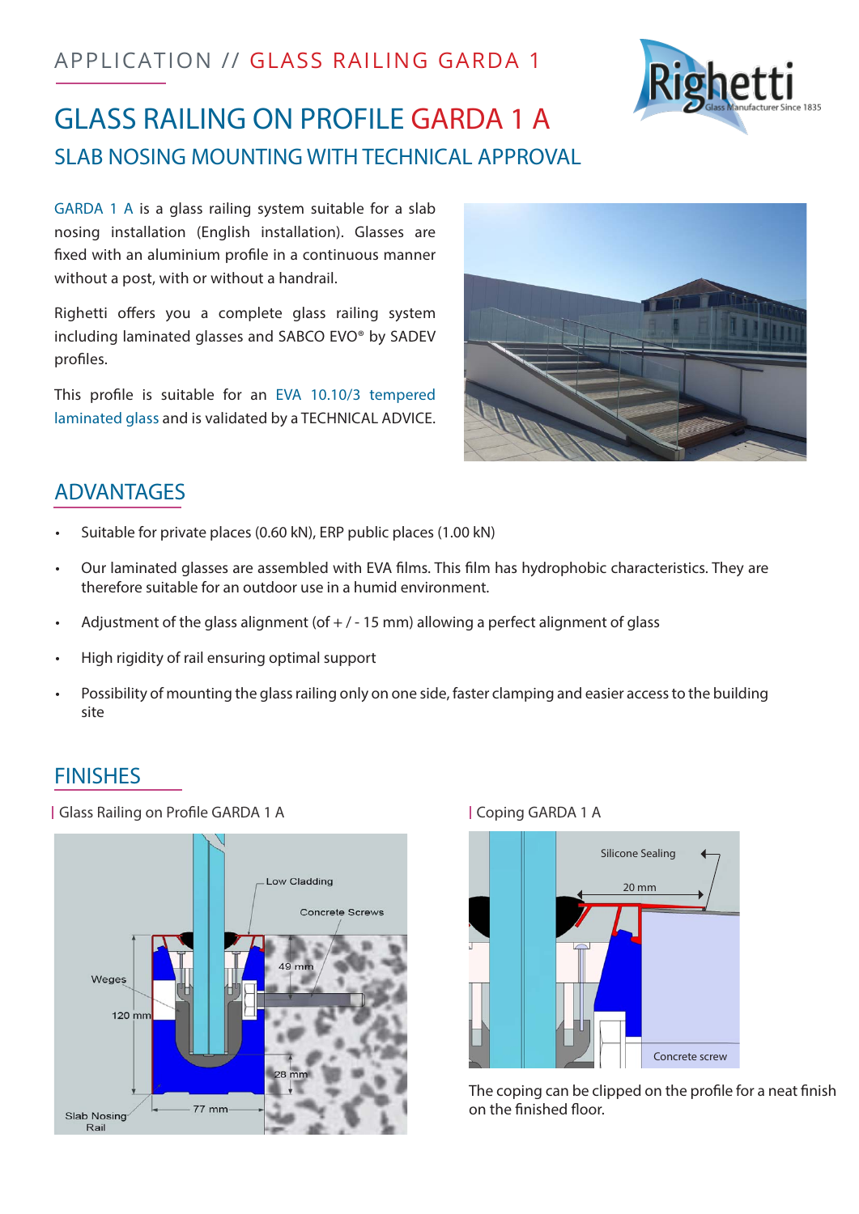APPLICATION // GLASS RAILING GARDA 1

# GLASS RAILING ON PROFILE GARDA 1 A

## SLAB NOSING MOUNTING WITH TECHNICAL APPROVAL

GARDA 1 A is a glass railing system suitable for a slab nosing installation (English installation). Glasses are fixed with an aluminium profile in a continuous manner without a post, with or without a handrail.

Righetti offers you a complete glass railing system including laminated glasses and SABCO EVO® by SADEV profiles.

This profile is suitable for an EVA 10.10/3 tempered laminated glass and is validated by a TECHNICAL ADVICE.

## ADVANTAGES

- Suitable for private places (0.60 kN), ERP public places (1.00 kN)
- Our laminated glasses are assembled with EVA films. This film has hydrophobic characteristics. They are therefore suitable for an outdoor use in a humid environment.
- Adjustment of the glass alignment (of + / - 15 mm) allowing a perfect alignment of glass
- High rigidity of rail ensuring optimal support
- Possibility of mounting the glass railing only on one side, faster clamping and easier access to the building site

## FINISHES

| Glass Railing on Profile GARDA 1 A

Low Cladding
Concrete Screws
Weges
49 mm
120 mm
28 mm
77 mm
Slab Nosing Rail

| Coping GARDA 1 A

Silicone Sealing
20 mm
Concrete screw

The coping can be clipped on the profile for a neat finish on the finished floor.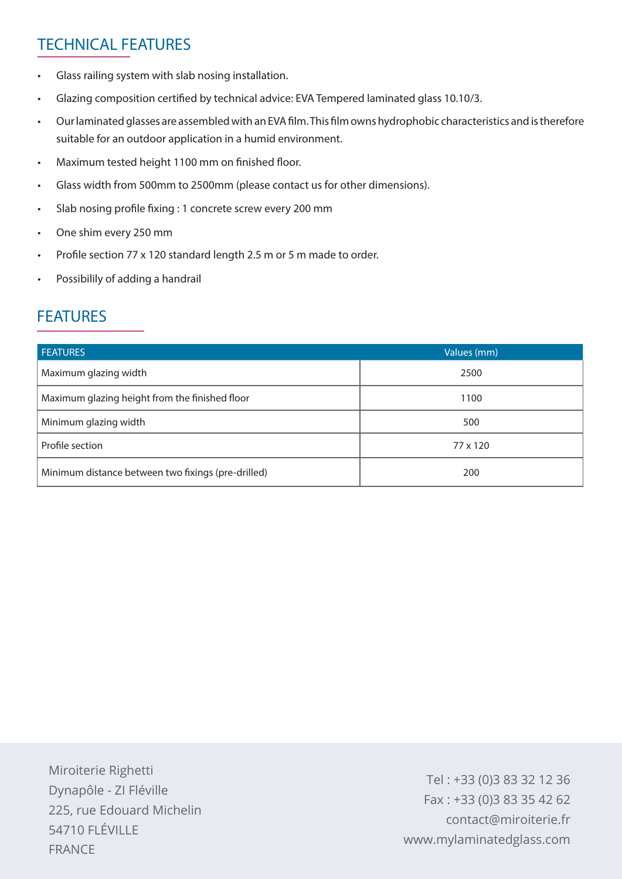## TECHNICAL FEATURES

- Glass railing system with slab nosing installation.
- Glazing composition certified by technical advice: EVA Tempered laminated glass 10.10/3.
- Our laminated glasses are assembled with an EVA film. This film owns hydrophobic characteristics and is therefore suitable for an outdoor application in a humid environment.
- Maximum tested height 1100 mm on finished floor.
- Glass width from 500mm to 2500mm (please contact us for other dimensions).
- Slab nosing profile fixing : 1 concrete screw every 200 mm
- One shim every 250 mm
- Profile section 77 x 120 standard length 2.5 m or 5 m made to order.
- Possibilily of adding a handrail

## FEATURES

| FEATURES | Values (mm) |
| --- | --- |
| Maximum glazing width | 2500 |
| Maximum glazing height from the finished floor | 1100 |
| Minimum glazing width | 500 |
| Profile section | 77 x 120 |
| Minimum distance between two fixings (pre-drilled) | 200 |

Miroiterie Righetti
Dynapôle - ZI Fléville
225, rue Edouard Michelin
54710 FLÉVILLE
FRANCE

Tel : +33 (0)3 83 32 12 36
Fax : +33 (0)3 83 35 42 62
contact@miroiterie.fr
www.mylaminatedglass.com